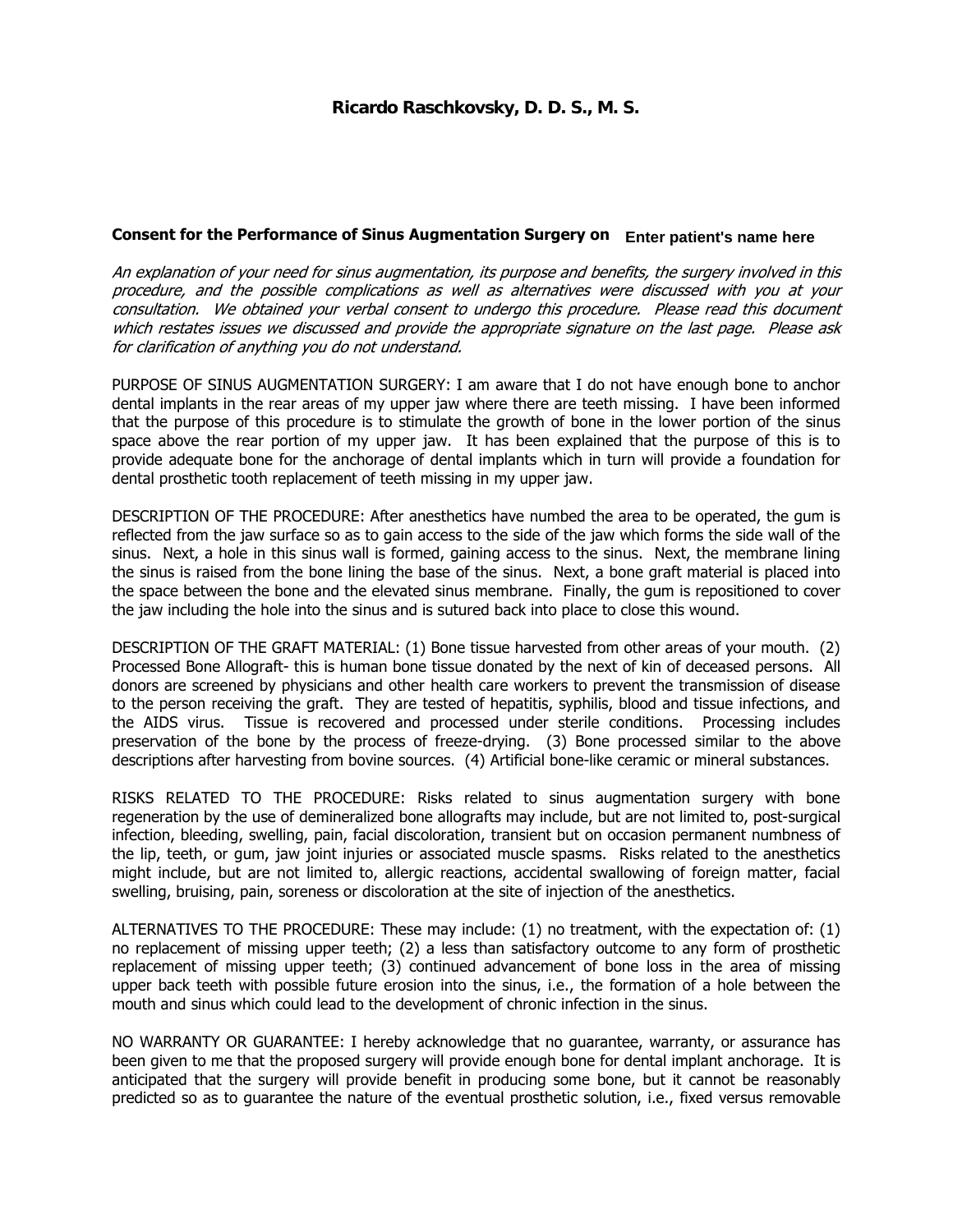**Ricardo Raschkovsky, D. D. S., M. S.**

**Consent for the Performance of Sinus Augmentation Surgery on** **Enter patient's name here**

*An explanation of your need for sinus augmentation, its purpose and benefits, the surgery involved in this procedure, and the possible complications as well as alternatives were discussed with you at your consultation. We obtained your verbal consent to undergo this procedure. Please read this document which restates issues we discussed and provide the appropriate signature on the last page. Please ask for clarification of anything you do not understand.*

PURPOSE OF SINUS AUGMENTATION SURGERY: I am aware that I do not have enough bone to anchor dental implants in the rear areas of my upper jaw where there are teeth missing. I have been informed that the purpose of this procedure is to stimulate the growth of bone in the lower portion of the sinus space above the rear portion of my upper jaw. It has been explained that the purpose of this is to provide adequate bone for the anchorage of dental implants which in turn will provide a foundation for dental prosthetic tooth replacement of teeth missing in my upper jaw.

DESCRIPTION OF THE PROCEDURE: After anesthetics have numbed the area to be operated, the gum is reflected from the jaw surface so as to gain access to the side of the jaw which forms the side wall of the sinus. Next, a hole in this sinus wall is formed, gaining access to the sinus. Next, the membrane lining the sinus is raised from the bone lining the base of the sinus. Next, a bone graft material is placed into the space between the bone and the elevated sinus membrane. Finally, the gum is repositioned to cover the jaw including the hole into the sinus and is sutured back into place to close this wound.

DESCRIPTION OF THE GRAFT MATERIAL: (1) Bone tissue harvested from other areas of your mouth. (2) Processed Bone Allograft- this is human bone tissue donated by the next of kin of deceased persons. All donors are screened by physicians and other health care workers to prevent the transmission of disease to the person receiving the graft. They are tested of hepatitis, syphilis, blood and tissue infections, and the AIDS virus. Tissue is recovered and processed under sterile conditions. Processing includes preservation of the bone by the process of freeze-drying. (3) Bone processed similar to the above descriptions after harvesting from bovine sources. (4) Artificial bone-like ceramic or mineral substances.

RISKS RELATED TO THE PROCEDURE: Risks related to sinus augmentation surgery with bone regeneration by the use of demineralized bone allografts may include, but are not limited to, post-surgical infection, bleeding, swelling, pain, facial discoloration, transient but on occasion permanent numbness of the lip, teeth, or gum, jaw joint injuries or associated muscle spasms. Risks related to the anesthetics might include, but are not limited to, allergic reactions, accidental swallowing of foreign matter, facial swelling, bruising, pain, soreness or discoloration at the site of injection of the anesthetics.

ALTERNATIVES TO THE PROCEDURE: These may include: (1) no treatment, with the expectation of: (1) no replacement of missing upper teeth; (2) a less than satisfactory outcome to any form of prosthetic replacement of missing upper teeth; (3) continued advancement of bone loss in the area of missing upper back teeth with possible future erosion into the sinus, i.e., the formation of a hole between the mouth and sinus which could lead to the development of chronic infection in the sinus.

NO WARRANTY OR GUARANTEE: I hereby acknowledge that no guarantee, warranty, or assurance has been given to me that the proposed surgery will provide enough bone for dental implant anchorage. It is anticipated that the surgery will provide benefit in producing some bone, but it cannot be reasonably predicted so as to guarantee the nature of the eventual prosthetic solution, i.e., fixed versus removable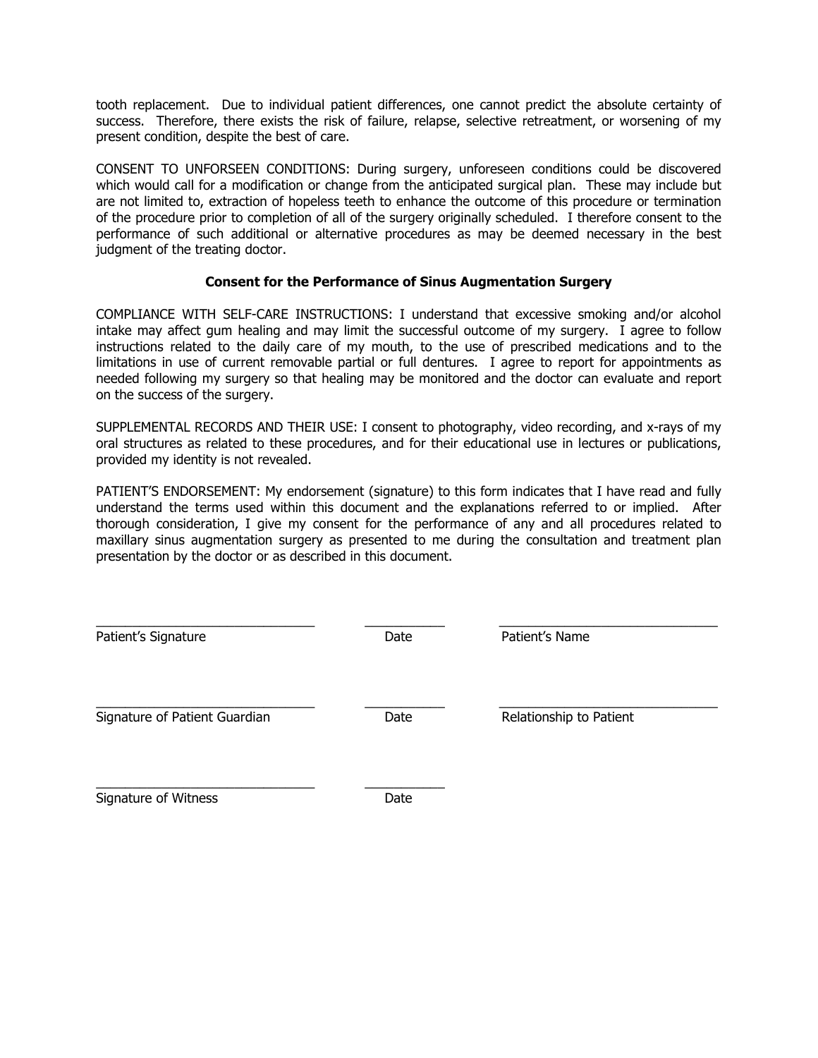tooth replacement. Due to individual patient differences, one cannot predict the absolute certainty of success. Therefore, there exists the risk of failure, relapse, selective retreatment, or worsening of my present condition, despite the best of care.

CONSENT TO UNFORSEEN CONDITIONS: During surgery, unforeseen conditions could be discovered which would call for a modification or change from the anticipated surgical plan. These may include but are not limited to, extraction of hopeless teeth to enhance the outcome of this procedure or termination of the procedure prior to completion of all of the surgery originally scheduled. I therefore consent to the performance of such additional or alternative procedures as may be deemed necessary in the best judgment of the treating doctor.

### Consent for the Performance of Sinus Augmentation Surgery

COMPLIANCE WITH SELF-CARE INSTRUCTIONS: I understand that excessive smoking and/or alcohol intake may affect gum healing and may limit the successful outcome of my surgery. I agree to follow instructions related to the daily care of my mouth, to the use of prescribed medications and to the limitations in use of current removable partial or full dentures. I agree to report for appointments as needed following my surgery so that healing may be monitored and the doctor can evaluate and report on the success of the surgery.

SUPPLEMENTAL RECORDS AND THEIR USE: I consent to photography, video recording, and x-rays of my oral structures as related to these procedures, and for their educational use in lectures or publications, provided my identity is not revealed.

PATIENT'S ENDORSEMENT: My endorsement (signature) to this form indicates that I have read and fully understand the terms used within this document and the explanations referred to or implied. After thorough consideration, I give my consent for the performance of any and all procedures related to maxillary sinus augmentation surgery as presented to me during the consultation and treatment plan presentation by the doctor or as described in this document.

| | | |
|---|---|---|
| _______________________________ | ___________ | _______________________________ |
| Patient's Signature | Date | Patient's Name |
| _______________________________ | ___________ | _______________________________ |
| Signature of Patient Guardian | Date | Relationship to Patient |
| _______________________________ | ___________ | |
| Signature of Witness | Date | |